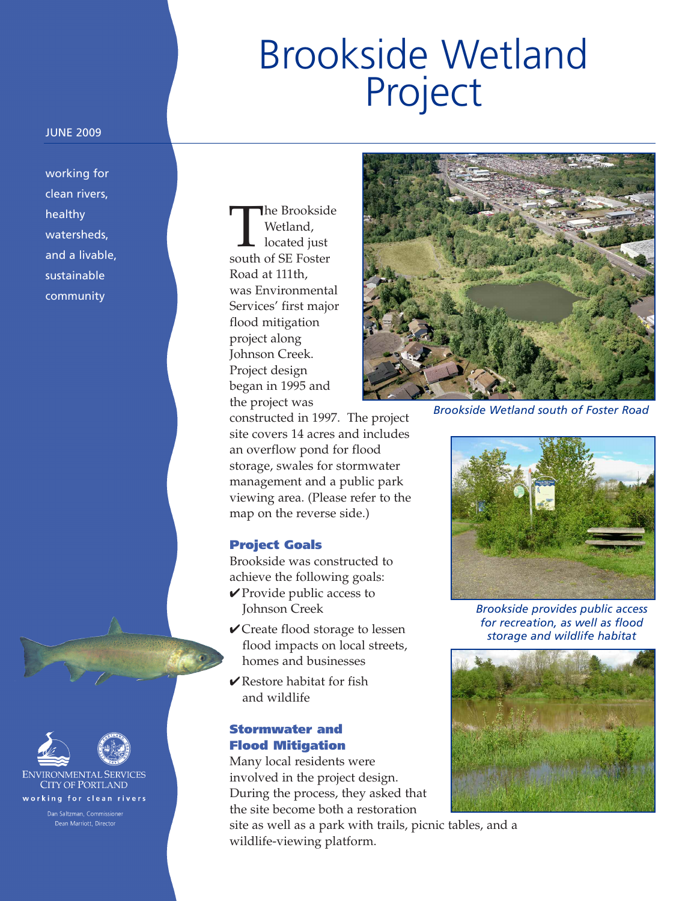# Brookside Wetland Project

JUNE 2009

working for clean rivers, healthy watersheds, and a livable, sustainable community

The Brookside Wetland, located just south of SE Foster Road at 111th, was Environmental Services' first major flood mitigation project along Johnson Creek. Project design began in 1995 and the project was constructed in 1997. The project site covers 14 acres and includes an overflow pond for flood storage, swales for stormwater management and a public park viewing area. (Please refer to the map on the reverse side.)

*Brookside Wetland south of Foster Road*

## Project Goals

Brookside was constructed to achieve the following goals:

- ✔ Provide public access to Johnson Creek
- ✔ Create flood storage to lessen flood impacts on local streets, homes and businesses
- ✔ Restore habitat for fish and wildlife

*Brookside provides public access for recreation, as well as flood storage and wildlife habitat*

## Stormwater and Flood Mitigation

Many local residents were involved in the project design. During the process, they asked that the site become both a restoration site as well as a park with trails, picnic tables, and a wildlife-viewing platform.

ENVIRONMENTAL SERVICES
CITY OF PORTLAND
working for clean rivers

Dan Saltzman, Commissioner
Dean Marriott, Director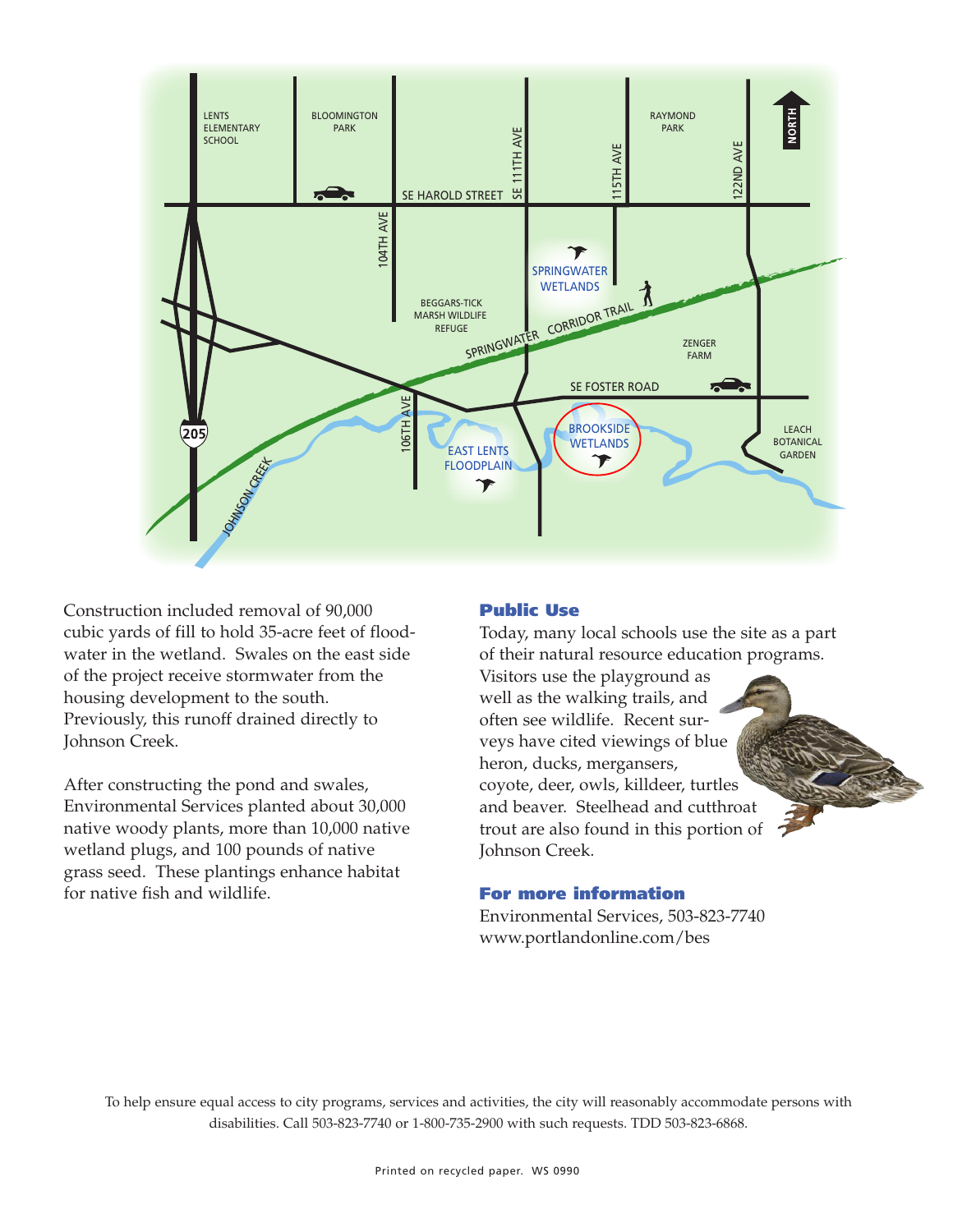LENTS ELEMENTARY SCHOOL
BLOOMINGTON PARK
SE HAROLD STREET
SE 111TH AVE
115TH AVE
RAYMOND PARK
122ND AVE
NORTH
104TH AVE
SPRINGWATER WETLANDS
BEGGARS-TICK MARSH WILDLIFE REFUGE
SPRINGWATER CORRIDOR TRAIL
ZENGER FARM
SE FOSTER ROAD
106TH AVE
BROOKSIDE WETLANDS
EAST LENTS FLOODPLAIN
LEACH BOTANICAL GARDEN
205
JOHNSON CREEK

Construction included removal of 90,000 cubic yards of fill to hold 35-acre feet of floodwater in the wetland. Swales on the east side of the project receive stormwater from the housing development to the south. Previously, this runoff drained directly to Johnson Creek.

After constructing the pond and swales, Environmental Services planted about 30,000 native woody plants, more than 10,000 native wetland plugs, and 100 pounds of native grass seed. These plantings enhance habitat for native fish and wildlife.

## Public Use

Today, many local schools use the site as a part of their natural resource education programs. Visitors use the playground as well as the walking trails, and often see wildlife. Recent surveys have cited viewings of blue heron, ducks, mergansers, coyote, deer, owls, killdeer, turtles and beaver. Steelhead and cutthroat trout are also found in this portion of Johnson Creek.

## For more information

Environmental Services, 503-823-7740
www.portlandonline.com/bes

To help ensure equal access to city programs, services and activities, the city will reasonably accommodate persons with disabilities. Call 503-823-7740 or 1-800-735-2900 with such requests. TDD 503-823-6868.

Printed on recycled paper. WS 0990